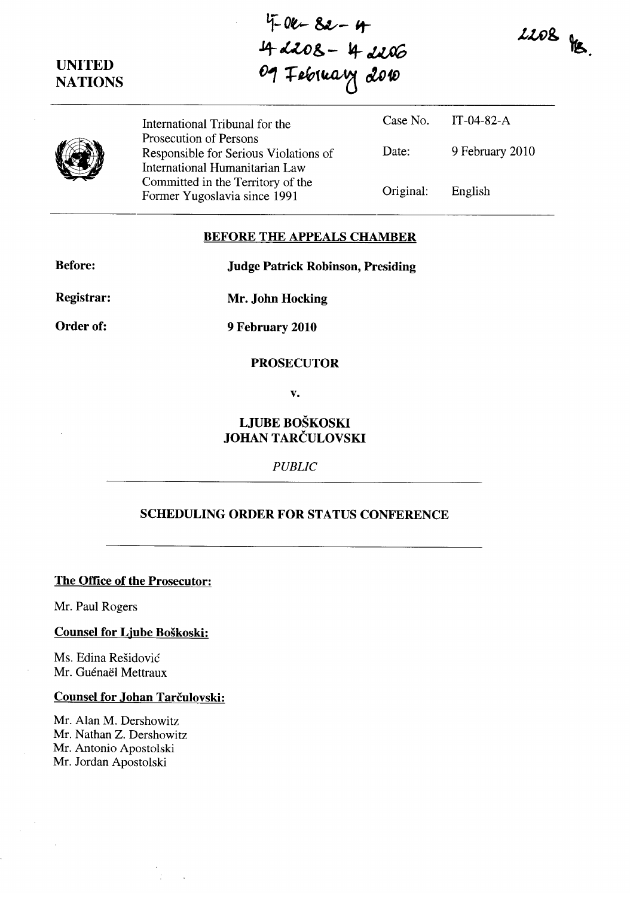IT-04-82-A
A 2208 - A 2206
09 February 2010

2208 YB.

**UNITED NATIONS**

| | | |
|---|---|---|
| International Tribunal for the Prosecution of Persons Responsible for Serious Violations of International Humanitarian Law Committed in the Territory of the Former Yugoslavia since 1991 | Case No. | IT-04-82-A |
| | Date: | 9 February 2010 |
| | Original: | English |

**BEFORE THE APPEALS CHAMBER**

**Before:** **Judge Patrick Robinson, Presiding**

**Registrar:** **Mr. John Hocking**

**Order of:** **9 February 2010**

**PROSECUTOR**

**v.**

**LJUBE BOŠKOSKI**
**JOHAN TARČULOVSKI**

*PUBLIC*

**SCHEDULING ORDER FOR STATUS CONFERENCE**

**The Office of the Prosecutor:**

Mr. Paul Rogers

**Counsel for Ljube Boškoski:**

Ms. Edina Rešidović
Mr. Guénaël Mettraux

**Counsel for Johan Tarčulovski:**

Mr. Alan M. Dershowitz
Mr. Nathan Z. Dershowitz
Mr. Antonio Apostolski
Mr. Jordan Apostolski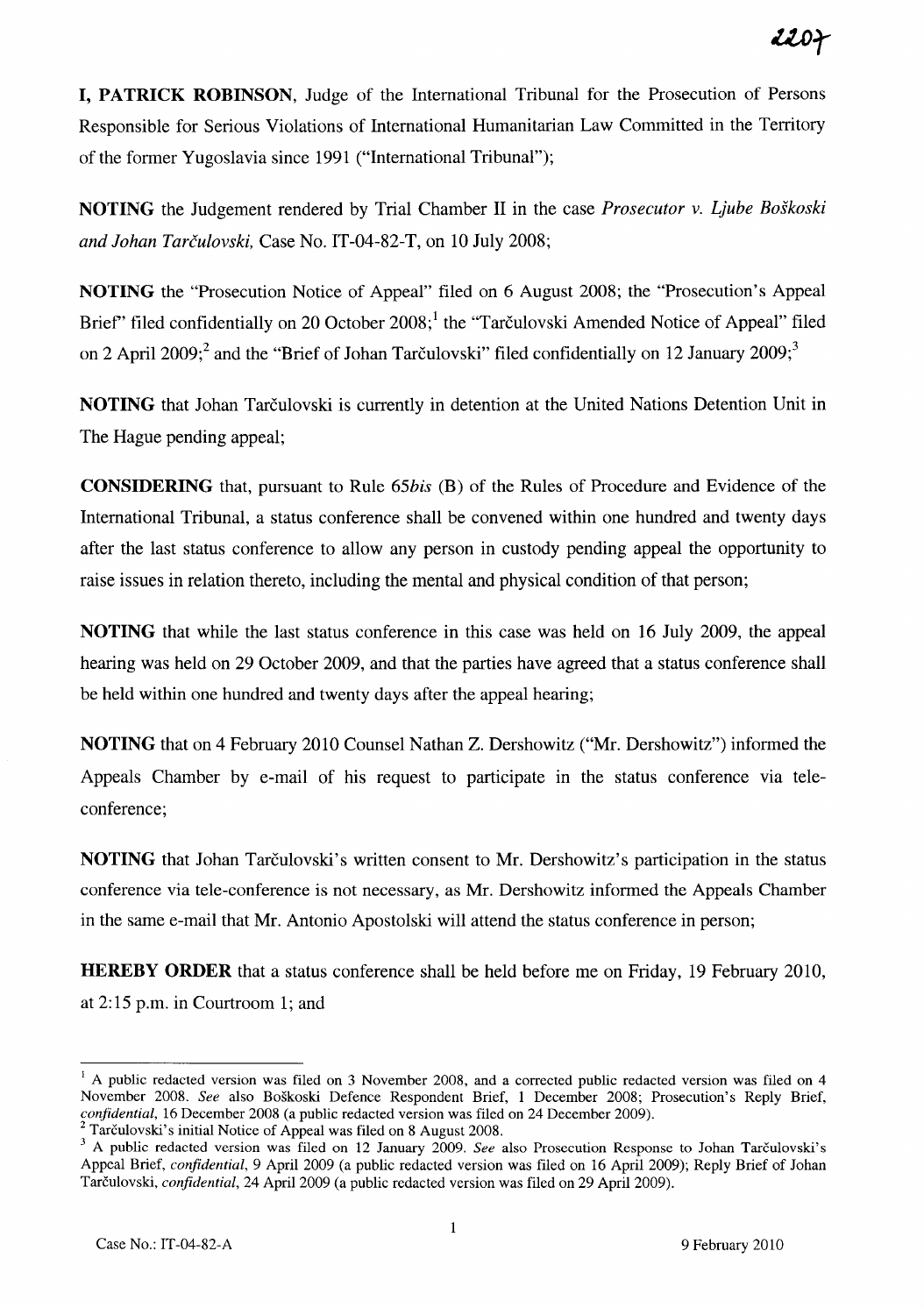**I, PATRICK ROBINSON**, Judge of the International Tribunal for the Prosecution of Persons Responsible for Serious Violations of International Humanitarian Law Committed in the Territory of the former Yugoslavia since 1991 ("International Tribunal");

**NOTING** the Judgement rendered by Trial Chamber II in the case *Prosecutor v. Ljube Boškoski and Johan Tarčulovski,* Case No. IT-04-82-T, on 10 July 2008;

**NOTING** the "Prosecution Notice of Appeal" filed on 6 August 2008; the "Prosecution's Appeal Brief" filed confidentially on 20 October 2008;[1] the "Tarčulovski Amended Notice of Appeal" filed on 2 April 2009;[2] and the "Brief of Johan Tarčulovski" filed confidentially on 12 January 2009;[3]

**NOTING** that Johan Tarčulovski is currently in detention at the United Nations Detention Unit in The Hague pending appeal;

**CONSIDERING** that, pursuant to Rule 65*bis* (B) of the Rules of Procedure and Evidence of the International Tribunal, a status conference shall be convened within one hundred and twenty days after the last status conference to allow any person in custody pending appeal the opportunity to raise issues in relation thereto, including the mental and physical condition of that person;

**NOTING** that while the last status conference in this case was held on 16 July 2009, the appeal hearing was held on 29 October 2009, and that the parties have agreed that a status conference shall be held within one hundred and twenty days after the appeal hearing;

**NOTING** that on 4 February 2010 Counsel Nathan Z. Dershowitz ("Mr. Dershowitz") informed the Appeals Chamber by e-mail of his request to participate in the status conference via tele-conference;

**NOTING** that Johan Tarčulovski's written consent to Mr. Dershowitz's participation in the status conference via tele-conference is not necessary, as Mr. Dershowitz informed the Appeals Chamber in the same e-mail that Mr. Antonio Apostolski will attend the status conference in person;

**HEREBY ORDER** that a status conference shall be held before me on Friday, 19 February 2010, at 2:15 p.m. in Courtroom 1; and

---

[1] A public redacted version was filed on 3 November 2008, and a corrected public redacted version was filed on 4 November 2008. *See* also Boškoski Defence Respondent Brief, 1 December 2008; Prosecution's Reply Brief, *confidential*, 16 December 2008 (a public redacted version was filed on 24 December 2009).

[2] Tarčulovski's initial Notice of Appeal was filed on 8 August 2008.

[3] A public redacted version was filed on 12 January 2009. *See* also Prosecution Response to Johan Tarčulovski's Appeal Brief, *confidential*, 9 April 2009 (a public redacted version was filed on 16 April 2009); Reply Brief of Johan Tarčulovski, *confidential*, 24 April 2009 (a public redacted version was filed on 29 April 2009).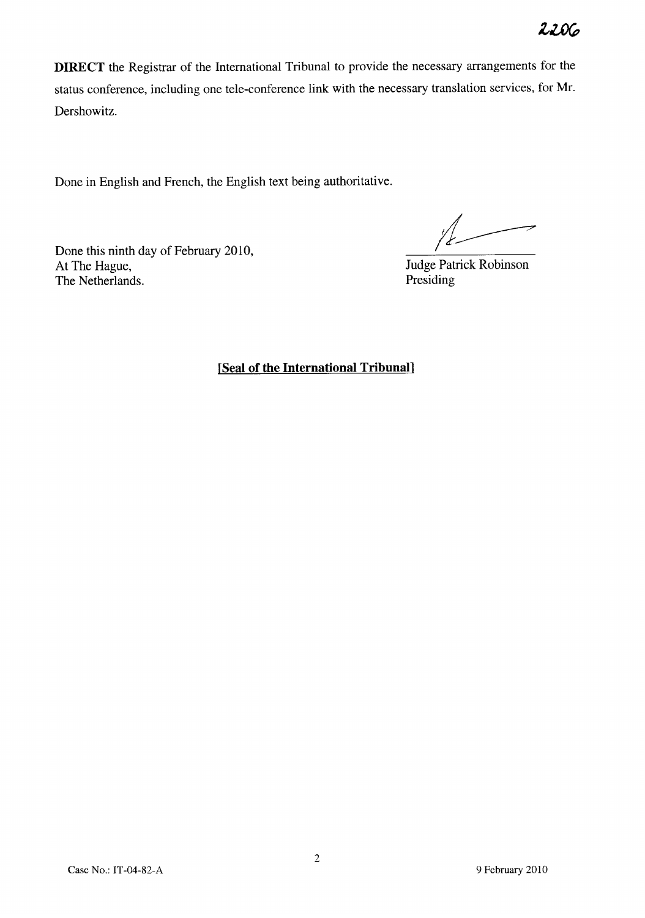**DIRECT** the Registrar of the International Tribunal to provide the necessary arrangements for the status conference, including one tele-conference link with the necessary translation services, for Mr. Dershowitz.

Done in English and French, the English text being authoritative.

Done this ninth day of February 2010,
At The Hague,
The Netherlands.

Judge Patrick Robinson
Presiding

**[Seal of the International Tribunal]**